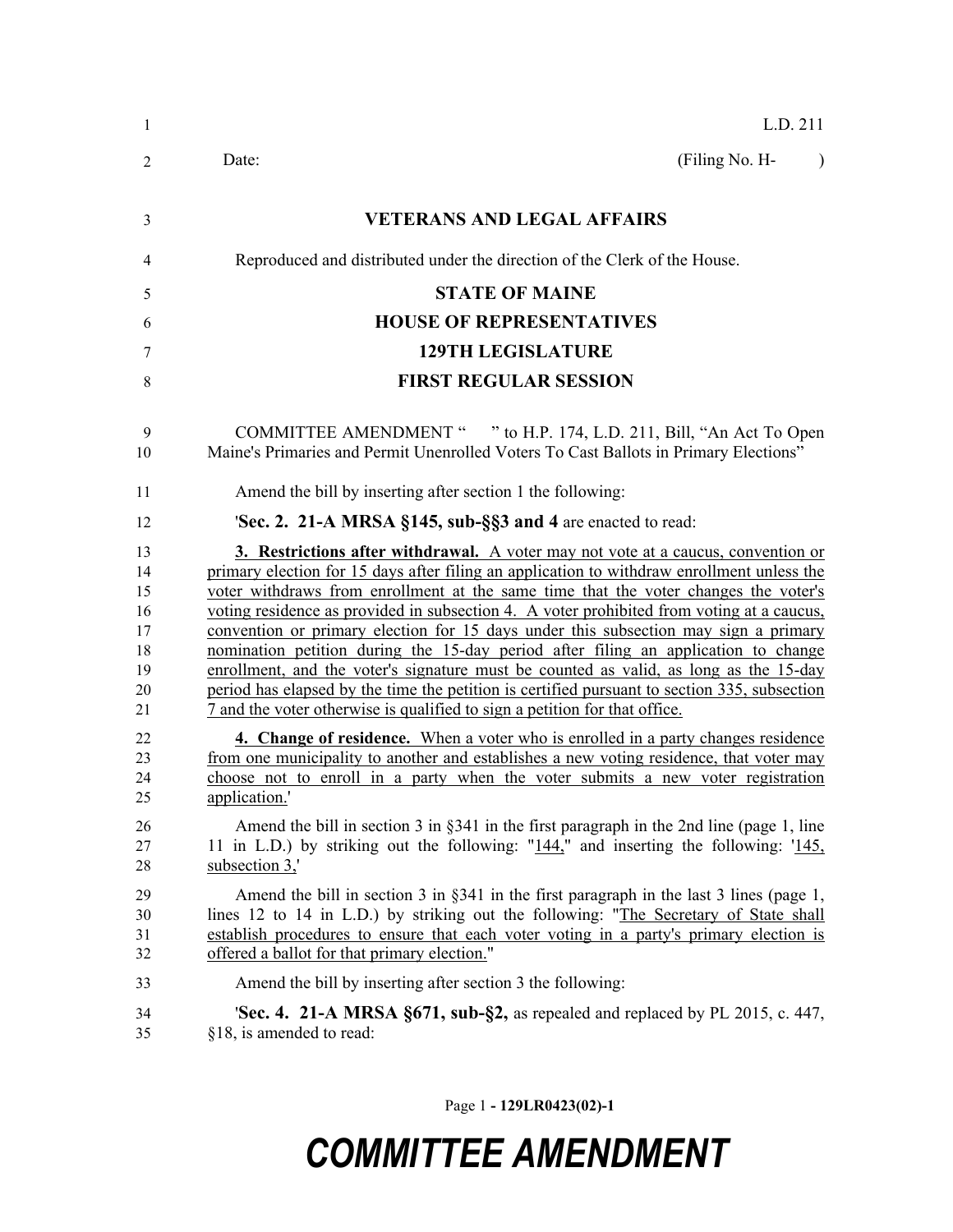L.D. 211

Date: (Filing No. H- )

**VETERANS AND LEGAL AFFAIRS**

Reproduced and distributed under the direction of the Clerk of the House.

**STATE OF MAINE**

**HOUSE OF REPRESENTATIVES**

**129TH LEGISLATURE**

**FIRST REGULAR SESSION**

COMMITTEE AMENDMENT " " to H.P. 174, L.D. 211, Bill, "An Act To Open Maine's Primaries and Permit Unenrolled Voters To Cast Ballots in Primary Elections"

Amend the bill by inserting after section 1 the following:

'**Sec. 2. 21-A MRSA §145, sub-§§3 and 4** are enacted to read:

**3. Restrictions after withdrawal.** A voter may not vote at a caucus, convention or primary election for 15 days after filing an application to withdraw enrollment unless the voter withdraws from enrollment at the same time that the voter changes the voter's voting residence as provided in subsection 4. A voter prohibited from voting at a caucus, convention or primary election for 15 days under this subsection may sign a primary nomination petition during the 15-day period after filing an application to change enrollment, and the voter's signature must be counted as valid, as long as the 15-day period has elapsed by the time the petition is certified pursuant to section 335, subsection 7 and the voter otherwise is qualified to sign a petition for that office.

**4. Change of residence.** When a voter who is enrolled in a party changes residence from one municipality to another and establishes a new voting residence, that voter may choose not to enroll in a party when the voter submits a new voter registration application.'

Amend the bill in section 3 in §341 in the first paragraph in the 2nd line (page 1, line 11 in L.D.) by striking out the following: "144," and inserting the following: '145, subsection 3,'

Amend the bill in section 3 in §341 in the first paragraph in the last 3 lines (page 1, lines 12 to 14 in L.D.) by striking out the following: "The Secretary of State shall establish procedures to ensure that each voter voting in a party's primary election is offered a ballot for that primary election."

Amend the bill by inserting after section 3 the following:

'**Sec. 4. 21-A MRSA §671, sub-§2,** as repealed and replaced by PL 2015, c. 447, §18, is amended to read:

Page 1 - 129LR0423(02)-1

**COMMITTEE AMENDMENT**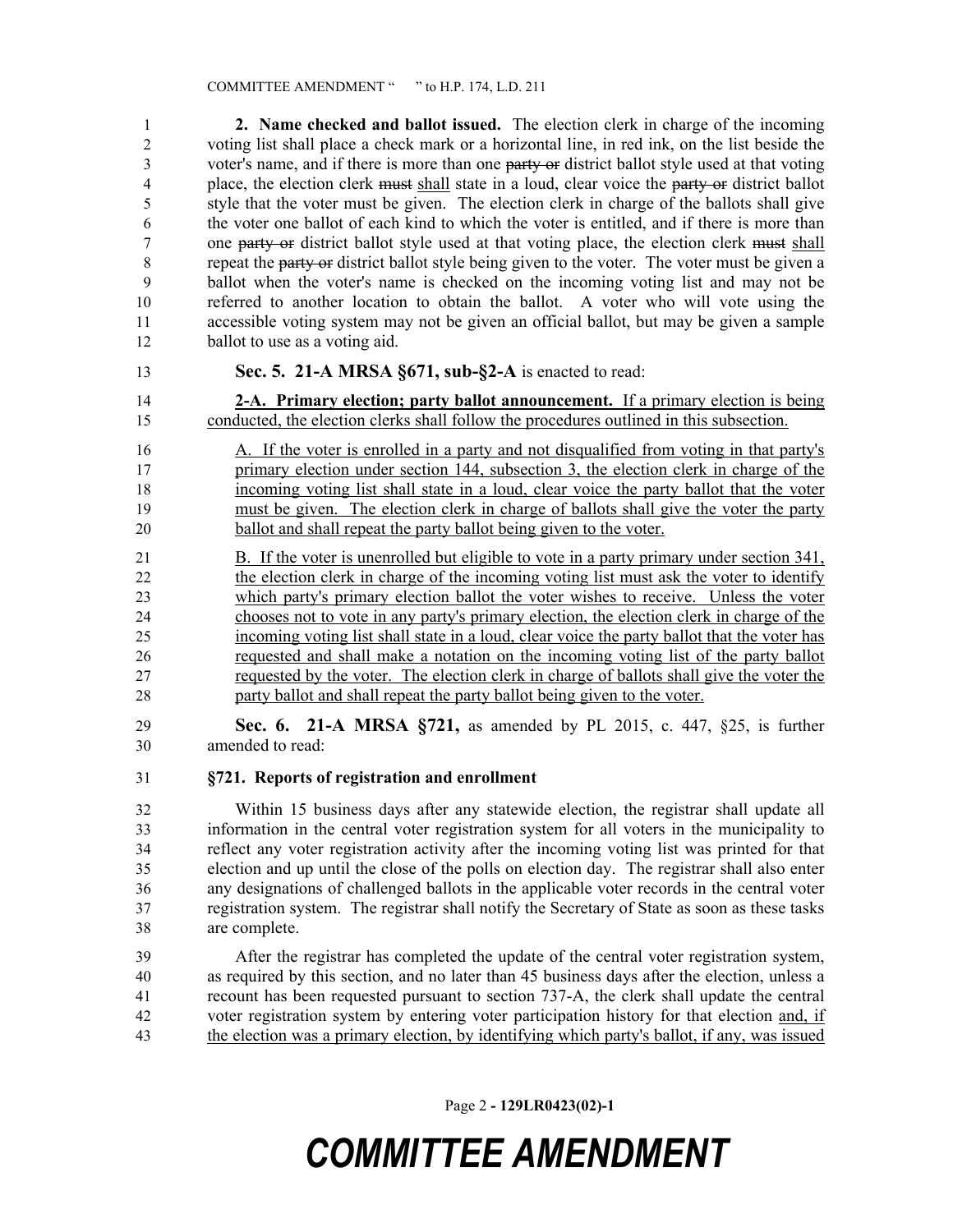**2. Name checked and ballot issued.** The election clerk in charge of the incoming voting list shall place a check mark or a horizontal line, in red ink, on the list beside the voter's name, and if there is more than one ~~party or~~ district ballot style used at that voting place, the election clerk ~~must~~ <u>shall</u> state in a loud, clear voice the ~~party or~~ district ballot style that the voter must be given. The election clerk in charge of the ballots shall give the voter one ballot of each kind to which the voter is entitled, and if there is more than one ~~party or~~ district ballot style used at that voting place, the election clerk ~~must~~ <u>shall</u> repeat the ~~party or~~ district ballot style being given to the voter. The voter must be given a ballot when the voter's name is checked on the incoming voting list and may not be referred to another location to obtain the ballot. A voter who will vote using the accessible voting system may not be given an official ballot, but may be given a sample ballot to use as a voting aid.

**Sec. 5. 21-A MRSA §671, sub-§2-A** is enacted to read:

<u>**2-A. Primary election; party ballot announcement.** If a primary election is being conducted, the election clerks shall follow the procedures outlined in this subsection.</u>

<u>A. If the voter is enrolled in a party and not disqualified from voting in that party's primary election under section 144, subsection 3, the election clerk in charge of the incoming voting list shall state in a loud, clear voice the party ballot that the voter must be given. The election clerk in charge of ballots shall give the voter the party ballot and shall repeat the party ballot being given to the voter.</u>

<u>B. If the voter is unenrolled but eligible to vote in a party primary under section 341, the election clerk in charge of the incoming voting list must ask the voter to identify which party's primary election ballot the voter wishes to receive. Unless the voter chooses not to vote in any party's primary election, the election clerk in charge of the incoming voting list shall state in a loud, clear voice the party ballot that the voter has requested and shall make a notation on the incoming voting list of the party ballot requested by the voter. The election clerk in charge of ballots shall give the voter the party ballot and shall repeat the party ballot being given to the voter.</u>

**Sec. 6. 21-A MRSA §721,** as amended by PL 2015, c. 447, §25, is further amended to read:

**§721. Reports of registration and enrollment**

Within 15 business days after any statewide election, the registrar shall update all information in the central voter registration system for all voters in the municipality to reflect any voter registration activity after the incoming voting list was printed for that election and up until the close of the polls on election day. The registrar shall also enter any designations of challenged ballots in the applicable voter records in the central voter registration system. The registrar shall notify the Secretary of State as soon as these tasks are complete.

After the registrar has completed the update of the central voter registration system, as required by this section, and no later than 45 business days after the election, unless a recount has been requested pursuant to section 737-A, the clerk shall update the central voter registration system by entering voter participation history for that election <u>and, if the election was a primary election, by identifying which party's ballot, if any, was issued</u>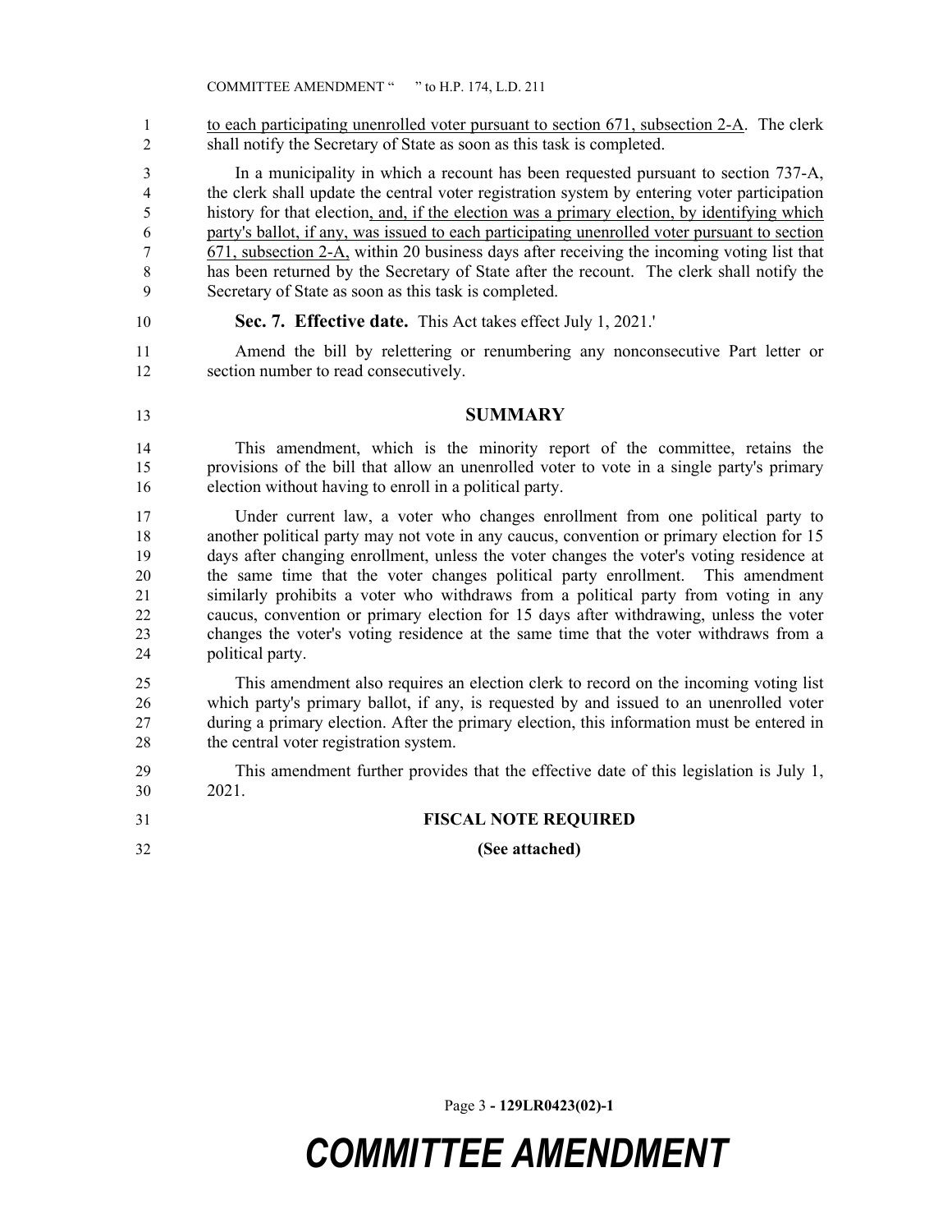to each participating unenrolled voter pursuant to section 671, subsection 2-A. The clerk shall notify the Secretary of State as soon as this task is completed.

In a municipality in which a recount has been requested pursuant to section 737-A, the clerk shall update the central voter registration system by entering voter participation history for that election, and, if the election was a primary election, by identifying which party's ballot, if any, was issued to each participating unenrolled voter pursuant to section 671, subsection 2-A, within 20 business days after receiving the incoming voting list that has been returned by the Secretary of State after the recount. The clerk shall notify the Secretary of State as soon as this task is completed.

**Sec. 7. Effective date.** This Act takes effect July 1, 2021.'

Amend the bill by relettering or renumbering any nonconsecutive Part letter or section number to read consecutively.

## SUMMARY

This amendment, which is the minority report of the committee, retains the provisions of the bill that allow an unenrolled voter to vote in a single party's primary election without having to enroll in a political party.

Under current law, a voter who changes enrollment from one political party to another political party may not vote in any caucus, convention or primary election for 15 days after changing enrollment, unless the voter changes the voter's voting residence at the same time that the voter changes political party enrollment. This amendment similarly prohibits a voter who withdraws from a political party from voting in any caucus, convention or primary election for 15 days after withdrawing, unless the voter changes the voter's voting residence at the same time that the voter withdraws from a political party.

This amendment also requires an election clerk to record on the incoming voting list which party's primary ballot, if any, is requested by and issued to an unenrolled voter during a primary election. After the primary election, this information must be entered in the central voter registration system.

This amendment further provides that the effective date of this legislation is July 1, 2021.

**FISCAL NOTE REQUIRED**

**(See attached)**